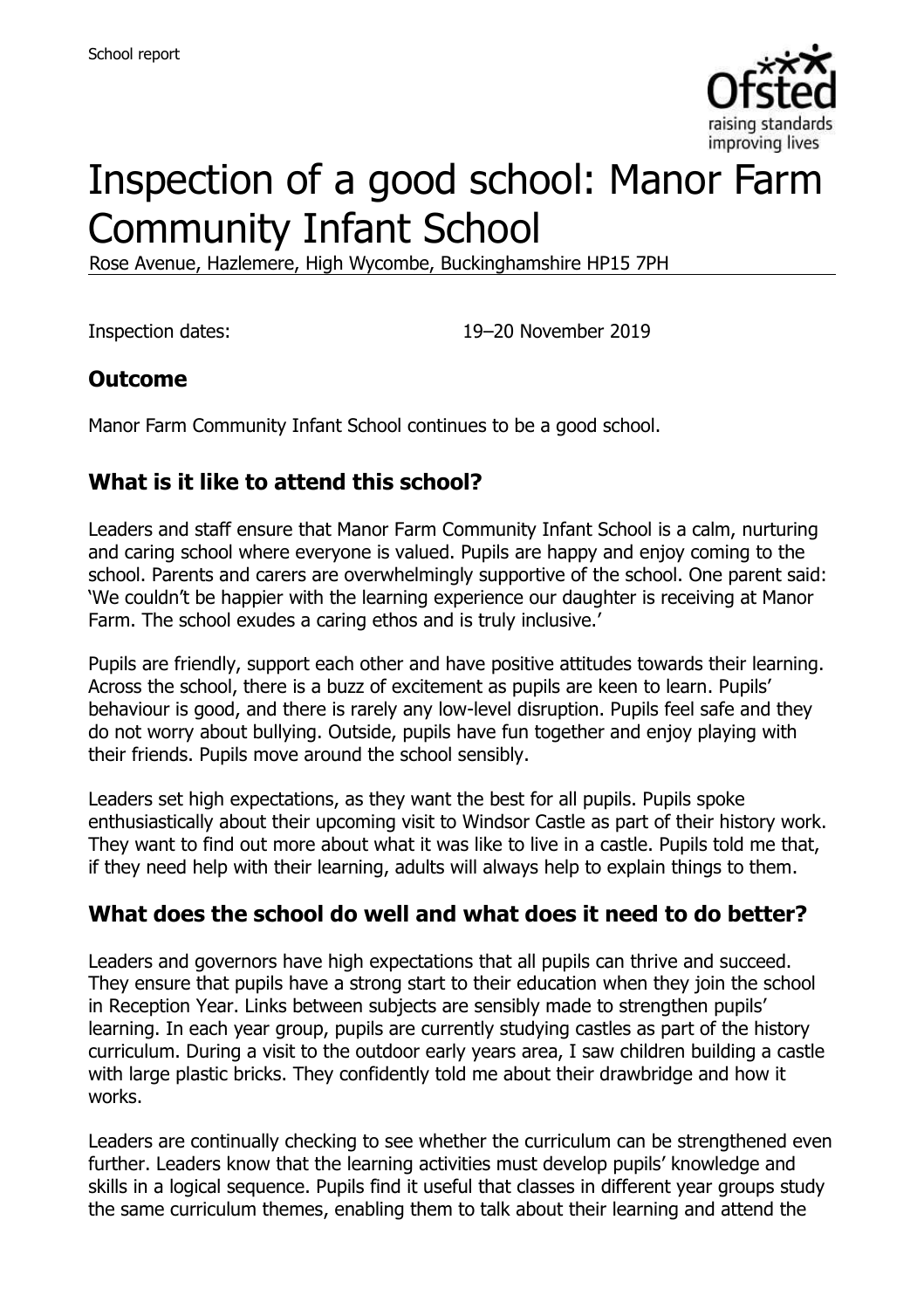# Inspection of a good school: Manor Farm Community Infant School

Rose Avenue, Hazlemere, High Wycombe, Buckinghamshire HP15 7PH

Inspection dates: 19–20 November 2019

## Outcome

Manor Farm Community Infant School continues to be a good school.

## What is it like to attend this school?

Leaders and staff ensure that Manor Farm Community Infant School is a calm, nurturing and caring school where everyone is valued. Pupils are happy and enjoy coming to the school. Parents and carers are overwhelmingly supportive of the school. One parent said: 'We couldn't be happier with the learning experience our daughter is receiving at Manor Farm. The school exudes a caring ethos and is truly inclusive.'

Pupils are friendly, support each other and have positive attitudes towards their learning. Across the school, there is a buzz of excitement as pupils are keen to learn. Pupils' behaviour is good, and there is rarely any low-level disruption. Pupils feel safe and they do not worry about bullying. Outside, pupils have fun together and enjoy playing with their friends. Pupils move around the school sensibly.

Leaders set high expectations, as they want the best for all pupils. Pupils spoke enthusiastically about their upcoming visit to Windsor Castle as part of their history work. They want to find out more about what it was like to live in a castle. Pupils told me that, if they need help with their learning, adults will always help to explain things to them.

## What does the school do well and what does it need to do better?

Leaders and governors have high expectations that all pupils can thrive and succeed. They ensure that pupils have a strong start to their education when they join the school in Reception Year. Links between subjects are sensibly made to strengthen pupils' learning. In each year group, pupils are currently studying castles as part of the history curriculum. During a visit to the outdoor early years area, I saw children building a castle with large plastic bricks. They confidently told me about their drawbridge and how it works.

Leaders are continually checking to see whether the curriculum can be strengthened even further. Leaders know that the learning activities must develop pupils' knowledge and skills in a logical sequence. Pupils find it useful that classes in different year groups study the same curriculum themes, enabling them to talk about their learning and attend the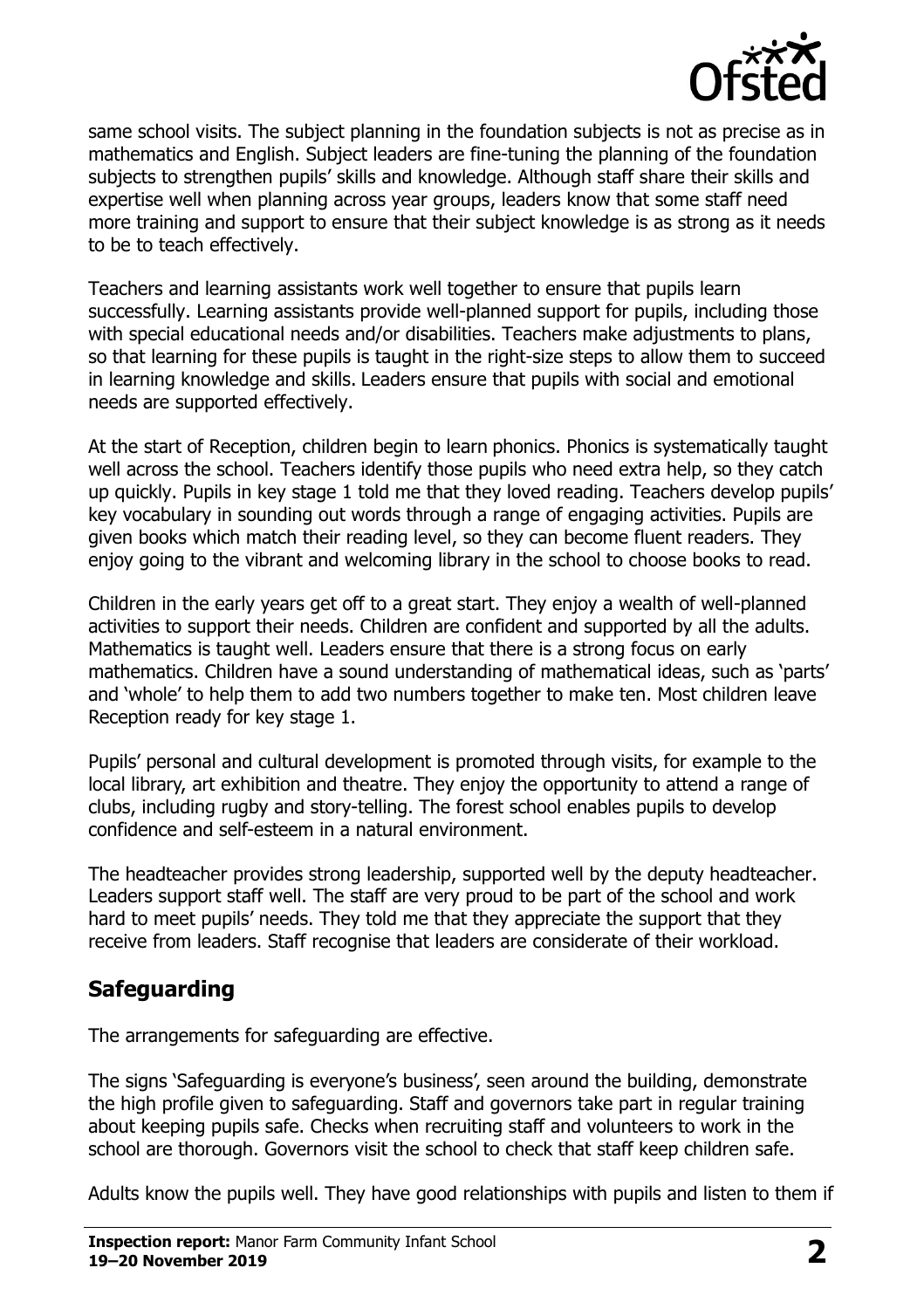same school visits. The subject planning in the foundation subjects is not as precise as in mathematics and English. Subject leaders are fine-tuning the planning of the foundation subjects to strengthen pupils' skills and knowledge. Although staff share their skills and expertise well when planning across year groups, leaders know that some staff need more training and support to ensure that their subject knowledge is as strong as it needs to be to teach effectively.

Teachers and learning assistants work well together to ensure that pupils learn successfully. Learning assistants provide well-planned support for pupils, including those with special educational needs and/or disabilities. Teachers make adjustments to plans, so that learning for these pupils is taught in the right-size steps to allow them to succeed in learning knowledge and skills. Leaders ensure that pupils with social and emotional needs are supported effectively.

At the start of Reception, children begin to learn phonics. Phonics is systematically taught well across the school. Teachers identify those pupils who need extra help, so they catch up quickly. Pupils in key stage 1 told me that they loved reading. Teachers develop pupils' key vocabulary in sounding out words through a range of engaging activities. Pupils are given books which match their reading level, so they can become fluent readers. They enjoy going to the vibrant and welcoming library in the school to choose books to read.

Children in the early years get off to a great start. They enjoy a wealth of well-planned activities to support their needs. Children are confident and supported by all the adults. Mathematics is taught well. Leaders ensure that there is a strong focus on early mathematics. Children have a sound understanding of mathematical ideas, such as 'parts' and 'whole' to help them to add two numbers together to make ten. Most children leave Reception ready for key stage 1.

Pupils' personal and cultural development is promoted through visits, for example to the local library, art exhibition and theatre. They enjoy the opportunity to attend a range of clubs, including rugby and story-telling. The forest school enables pupils to develop confidence and self-esteem in a natural environment.

The headteacher provides strong leadership, supported well by the deputy headteacher. Leaders support staff well. The staff are very proud to be part of the school and work hard to meet pupils' needs. They told me that they appreciate the support that they receive from leaders. Staff recognise that leaders are considerate of their workload.

## Safeguarding

The arrangements for safeguarding are effective.

The signs 'Safeguarding is everyone's business', seen around the building, demonstrate the high profile given to safeguarding. Staff and governors take part in regular training about keeping pupils safe. Checks when recruiting staff and volunteers to work in the school are thorough. Governors visit the school to check that staff keep children safe.

Adults know the pupils well. They have good relationships with pupils and listen to them if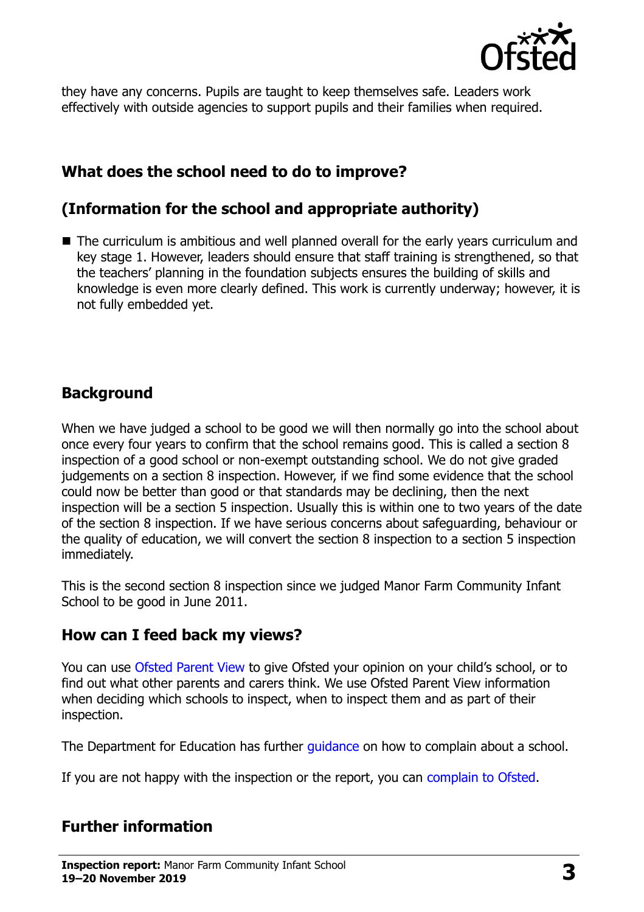they have any concerns. Pupils are taught to keep themselves safe. Leaders work effectively with outside agencies to support pupils and their families when required.

## What does the school need to do to improve?

## (Information for the school and appropriate authority)

- The curriculum is ambitious and well planned overall for the early years curriculum and key stage 1. However, leaders should ensure that staff training is strengthened, so that the teachers' planning in the foundation subjects ensures the building of skills and knowledge is even more clearly defined. This work is currently underway; however, it is not fully embedded yet.

## Background

When we have judged a school to be good we will then normally go into the school about once every four years to confirm that the school remains good. This is called a section 8 inspection of a good school or non-exempt outstanding school. We do not give graded judgements on a section 8 inspection. However, if we find some evidence that the school could now be better than good or that standards may be declining, then the next inspection will be a section 5 inspection. Usually this is within one to two years of the date of the section 8 inspection. If we have serious concerns about safeguarding, behaviour or the quality of education, we will convert the section 8 inspection to a section 5 inspection immediately.

This is the second section 8 inspection since we judged Manor Farm Community Infant School to be good in June 2011.

## How can I feed back my views?

You can use Ofsted Parent View to give Ofsted your opinion on your child's school, or to find out what other parents and carers think. We use Ofsted Parent View information when deciding which schools to inspect, when to inspect them and as part of their inspection.

The Department for Education has further guidance on how to complain about a school.

If you are not happy with the inspection or the report, you can complain to Ofsted.

## Further information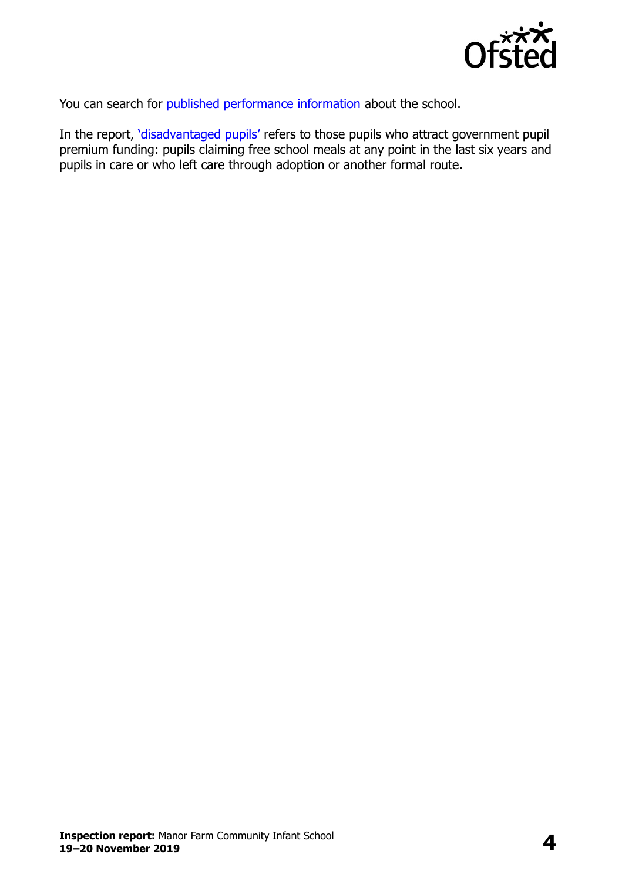You can search for published performance information about the school.

In the report, 'disadvantaged pupils' refers to those pupils who attract government pupil premium funding: pupils claiming free school meals at any point in the last six years and pupils in care or who left care through adoption or another formal route.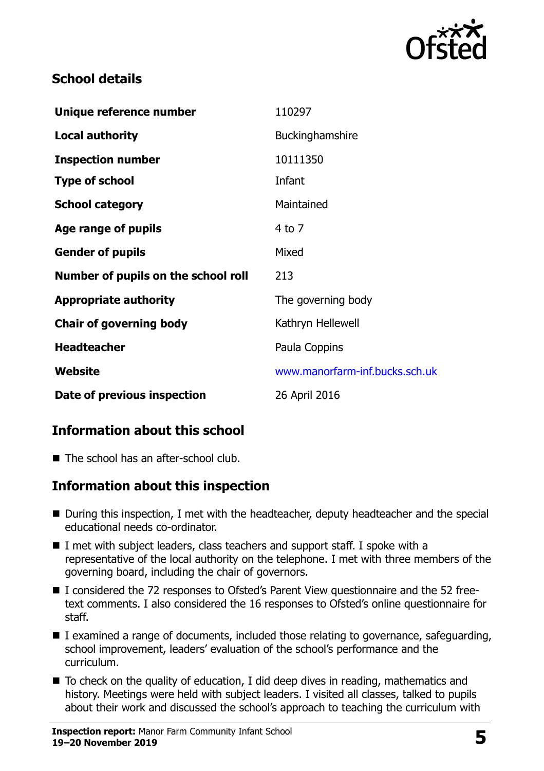## School details

| | |
|---|---|
| **Unique reference number** | 110297 |
| **Local authority** | Buckinghamshire |
| **Inspection number** | 10111350 |
| **Type of school** | Infant |
| **School category** | Maintained |
| **Age range of pupils** | 4 to 7 |
| **Gender of pupils** | Mixed |
| **Number of pupils on the school roll** | 213 |
| **Appropriate authority** | The governing body |
| **Chair of governing body** | Kathryn Hellewell |
| **Headteacher** | Paula Coppins |
| **Website** | www.manorfarm-inf.bucks.sch.uk |
| **Date of previous inspection** | 26 April 2016 |

## Information about this school

- The school has an after-school club.

## Information about this inspection

- During this inspection, I met with the headteacher, deputy headteacher and the special educational needs co-ordinator.
- I met with subject leaders, class teachers and support staff. I spoke with a representative of the local authority on the telephone. I met with three members of the governing board, including the chair of governors.
- I considered the 72 responses to Ofsted's Parent View questionnaire and the 52 free-text comments. I also considered the 16 responses to Ofsted's online questionnaire for staff.
- I examined a range of documents, included those relating to governance, safeguarding, school improvement, leaders' evaluation of the school's performance and the curriculum.
- To check on the quality of education, I did deep dives in reading, mathematics and history. Meetings were held with subject leaders. I visited all classes, talked to pupils about their work and discussed the school's approach to teaching the curriculum with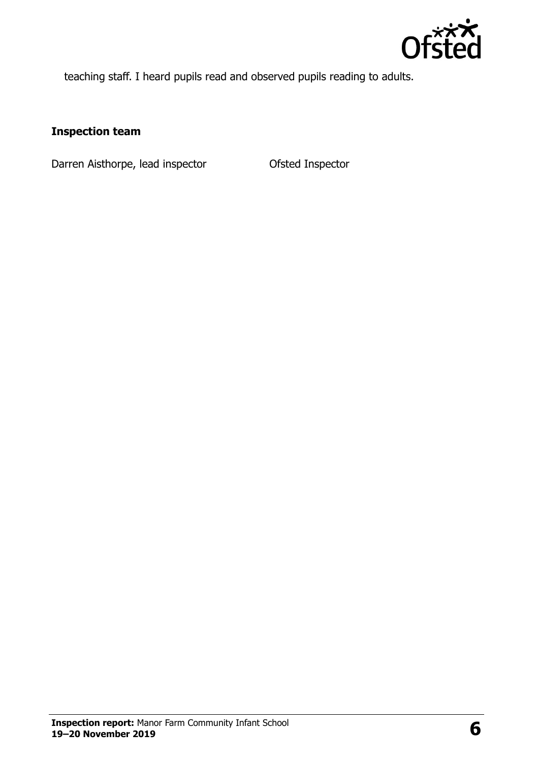teaching staff. I heard pupils read and observed pupils reading to adults.

## Inspection team

| | |
|---|---|
| Darren Aisthorpe, lead inspector | Ofsted Inspector |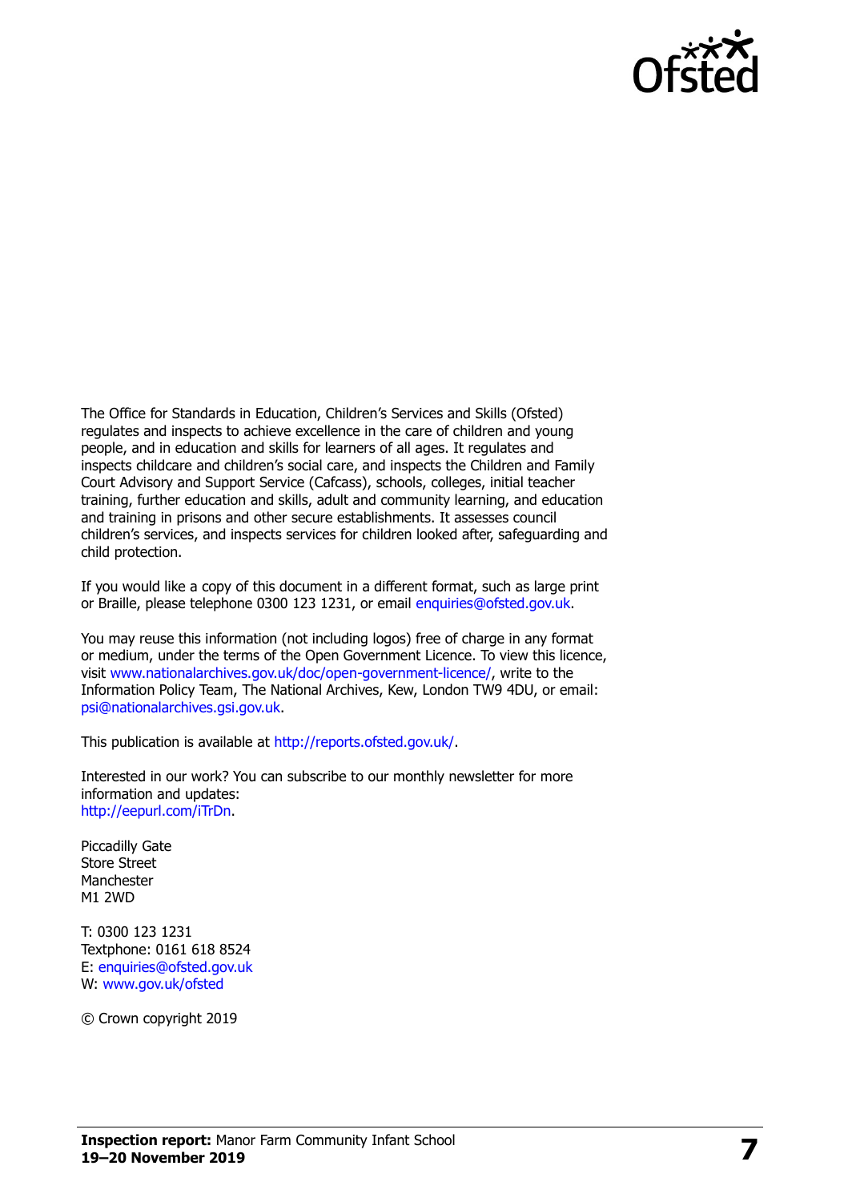The Office for Standards in Education, Children's Services and Skills (Ofsted) regulates and inspects to achieve excellence in the care of children and young people, and in education and skills for learners of all ages. It regulates and inspects childcare and children's social care, and inspects the Children and Family Court Advisory and Support Service (Cafcass), schools, colleges, initial teacher training, further education and skills, adult and community learning, and education and training in prisons and other secure establishments. It assesses council children's services, and inspects services for children looked after, safeguarding and child protection.

If you would like a copy of this document in a different format, such as large print or Braille, please telephone 0300 123 1231, or email enquiries@ofsted.gov.uk.

You may reuse this information (not including logos) free of charge in any format or medium, under the terms of the Open Government Licence. To view this licence, visit www.nationalarchives.gov.uk/doc/open-government-licence/, write to the Information Policy Team, The National Archives, Kew, London TW9 4DU, or email: psi@nationalarchives.gsi.gov.uk.

This publication is available at http://reports.ofsted.gov.uk/.

Interested in our work? You can subscribe to our monthly newsletter for more information and updates:
http://eepurl.com/iTrDn.

Piccadilly Gate
Store Street
Manchester
M1 2WD

T: 0300 123 1231
Textphone: 0161 618 8524
E: enquiries@ofsted.gov.uk
W: www.gov.uk/ofsted

© Crown copyright 2019